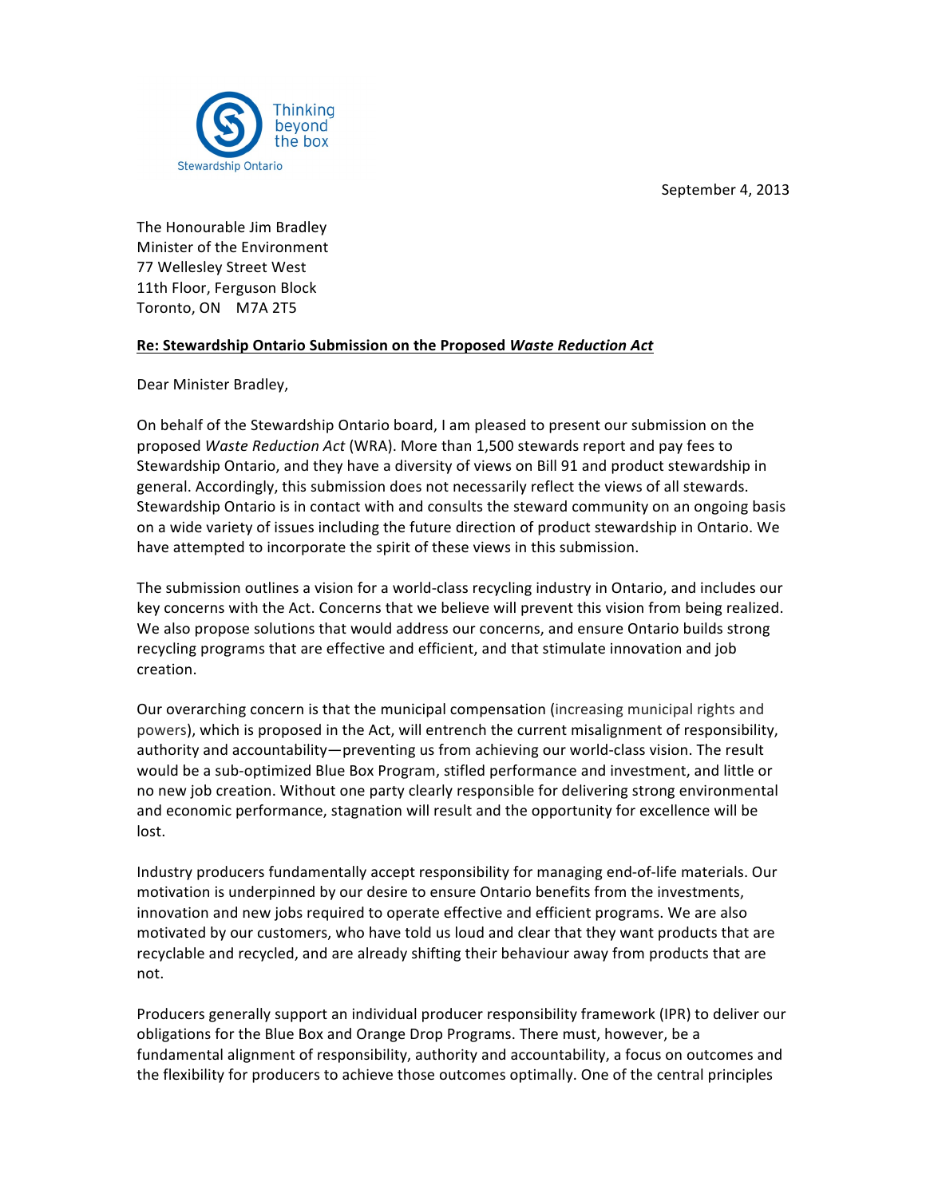Thinking beyond the box

Stewardship Ontario

September 4, 2013

The Honourable Jim Bradley
Minister of the Environment
77 Wellesley Street West
11th Floor, Ferguson Block
Toronto, ON M7A 2T5

**Re: Stewardship Ontario Submission on the Proposed *Waste Reduction Act***

Dear Minister Bradley,

On behalf of the Stewardship Ontario board, I am pleased to present our submission on the proposed *Waste Reduction Act* (WRA). More than 1,500 stewards report and pay fees to Stewardship Ontario, and they have a diversity of views on Bill 91 and product stewardship in general. Accordingly, this submission does not necessarily reflect the views of all stewards. Stewardship Ontario is in contact with and consults the steward community on an ongoing basis on a wide variety of issues including the future direction of product stewardship in Ontario. We have attempted to incorporate the spirit of these views in this submission.

The submission outlines a vision for a world-class recycling industry in Ontario, and includes our key concerns with the Act. Concerns that we believe will prevent this vision from being realized. We also propose solutions that would address our concerns, and ensure Ontario builds strong recycling programs that are effective and efficient, and that stimulate innovation and job creation.

Our overarching concern is that the municipal compensation (increasing municipal rights and powers), which is proposed in the Act, will entrench the current misalignment of responsibility, authority and accountability—preventing us from achieving our world-class vision. The result would be a sub-optimized Blue Box Program, stifled performance and investment, and little or no new job creation. Without one party clearly responsible for delivering strong environmental and economic performance, stagnation will result and the opportunity for excellence will be lost.

Industry producers fundamentally accept responsibility for managing end-of-life materials. Our motivation is underpinned by our desire to ensure Ontario benefits from the investments, innovation and new jobs required to operate effective and efficient programs. We are also motivated by our customers, who have told us loud and clear that they want products that are recyclable and recycled, and are already shifting their behaviour away from products that are not.

Producers generally support an individual producer responsibility framework (IPR) to deliver our obligations for the Blue Box and Orange Drop Programs. There must, however, be a fundamental alignment of responsibility, authority and accountability, a focus on outcomes and the flexibility for producers to achieve those outcomes optimally. One of the central principles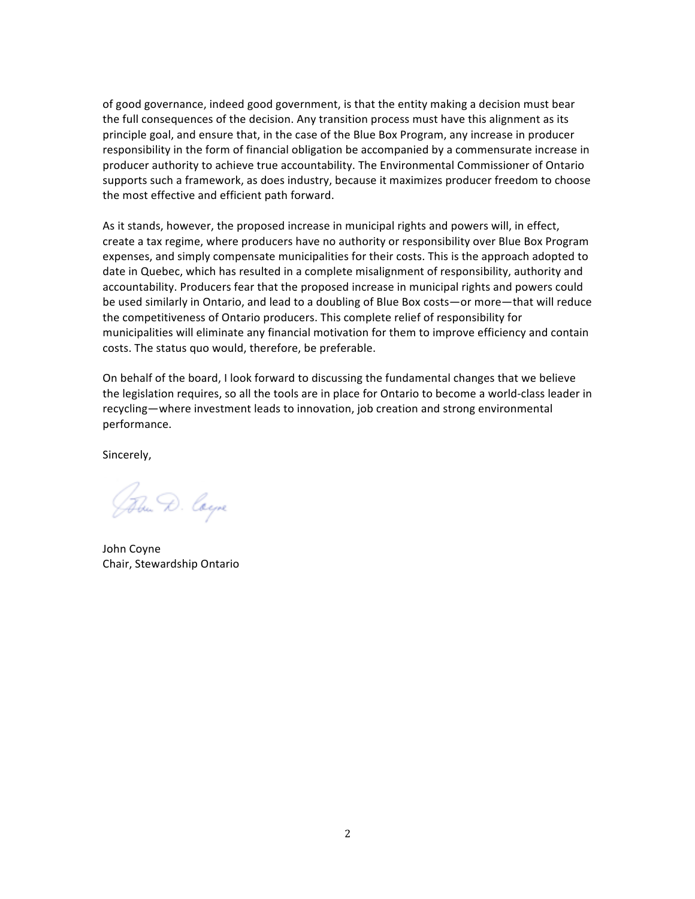of good governance, indeed good government, is that the entity making a decision must bear the full consequences of the decision. Any transition process must have this alignment as its principle goal, and ensure that, in the case of the Blue Box Program, any increase in producer responsibility in the form of financial obligation be accompanied by a commensurate increase in producer authority to achieve true accountability. The Environmental Commissioner of Ontario supports such a framework, as does industry, because it maximizes producer freedom to choose the most effective and efficient path forward.

As it stands, however, the proposed increase in municipal rights and powers will, in effect, create a tax regime, where producers have no authority or responsibility over Blue Box Program expenses, and simply compensate municipalities for their costs. This is the approach adopted to date in Quebec, which has resulted in a complete misalignment of responsibility, authority and accountability. Producers fear that the proposed increase in municipal rights and powers could be used similarly in Ontario, and lead to a doubling of Blue Box costs—or more—that will reduce the competitiveness of Ontario producers. This complete relief of responsibility for municipalities will eliminate any financial motivation for them to improve efficiency and contain costs. The status quo would, therefore, be preferable.

On behalf of the board, I look forward to discussing the fundamental changes that we believe the legislation requires, so all the tools are in place for Ontario to become a world-class leader in recycling—where investment leads to innovation, job creation and strong environmental performance.

Sincerely,

John D. Coyne

John Coyne
Chair, Stewardship Ontario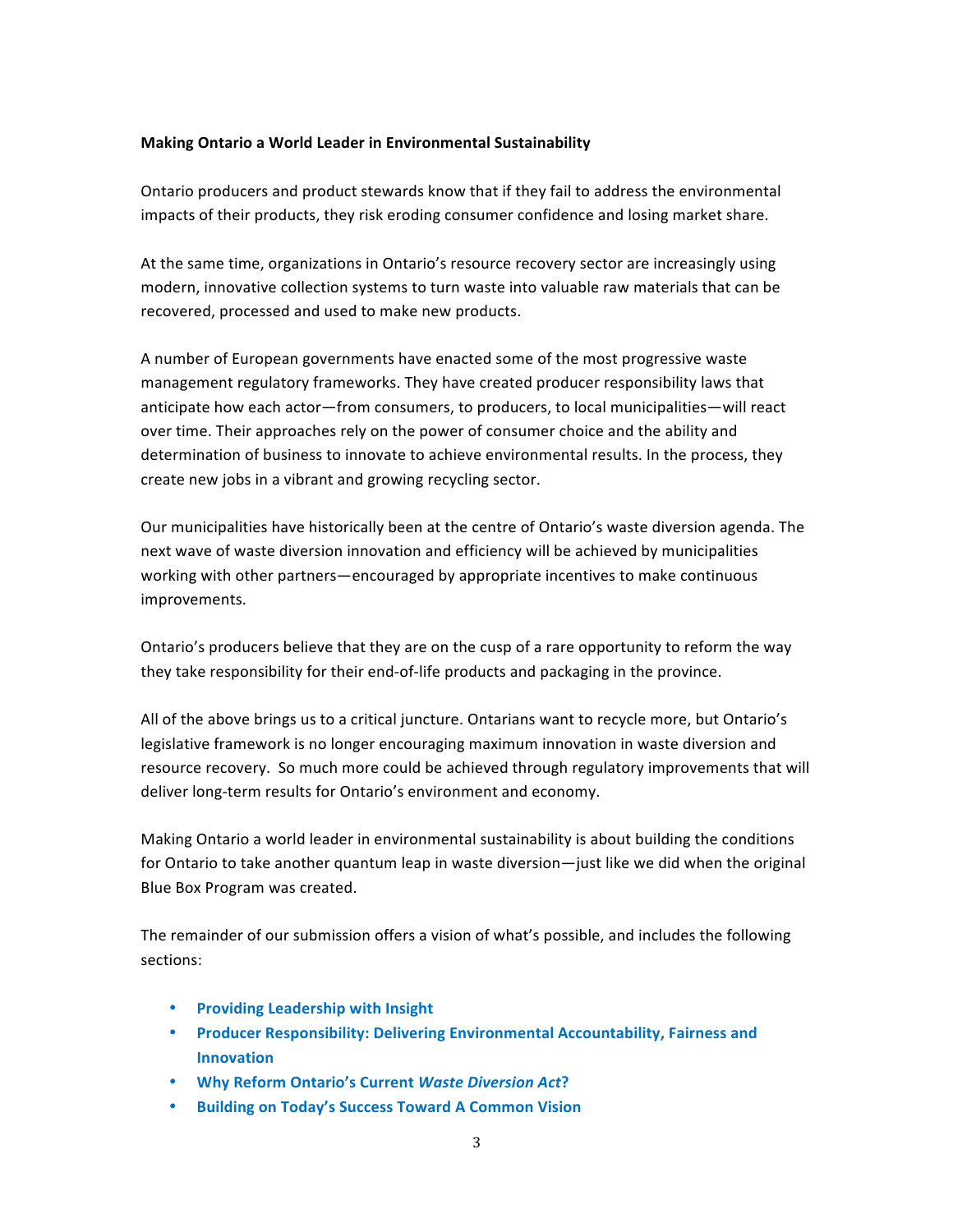## Making Ontario a World Leader in Environmental Sustainability

Ontario producers and product stewards know that if they fail to address the environmental impacts of their products, they risk eroding consumer confidence and losing market share.

At the same time, organizations in Ontario's resource recovery sector are increasingly using modern, innovative collection systems to turn waste into valuable raw materials that can be recovered, processed and used to make new products.

A number of European governments have enacted some of the most progressive waste management regulatory frameworks. They have created producer responsibility laws that anticipate how each actor—from consumers, to producers, to local municipalities—will react over time. Their approaches rely on the power of consumer choice and the ability and determination of business to innovate to achieve environmental results. In the process, they create new jobs in a vibrant and growing recycling sector.

Our municipalities have historically been at the centre of Ontario's waste diversion agenda. The next wave of waste diversion innovation and efficiency will be achieved by municipalities working with other partners—encouraged by appropriate incentives to make continuous improvements.

Ontario's producers believe that they are on the cusp of a rare opportunity to reform the way they take responsibility for their end-of-life products and packaging in the province.

All of the above brings us to a critical juncture. Ontarians want to recycle more, but Ontario's legislative framework is no longer encouraging maximum innovation in waste diversion and resource recovery. So much more could be achieved through regulatory improvements that will deliver long-term results for Ontario's environment and economy.

Making Ontario a world leader in environmental sustainability is about building the conditions for Ontario to take another quantum leap in waste diversion—just like we did when the original Blue Box Program was created.

The remainder of our submission offers a vision of what's possible, and includes the following sections:

- **Providing Leadership with Insight**
- **Producer Responsibility: Delivering Environmental Accountability, Fairness and Innovation**
- **Why Reform Ontario's Current *Waste Diversion Act*?**
- **Building on Today's Success Toward A Common Vision**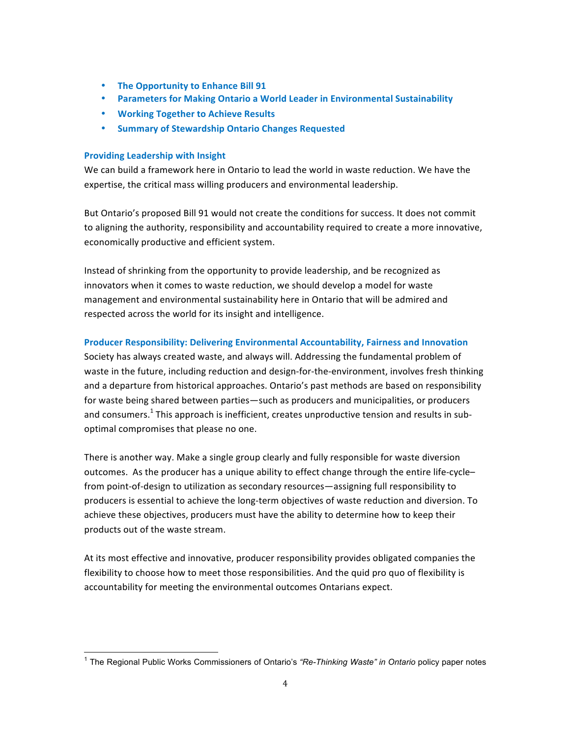- **The Opportunity to Enhance Bill 91**
- **Parameters for Making Ontario a World Leader in Environmental Sustainability**
- **Working Together to Achieve Results**
- **Summary of Stewardship Ontario Changes Requested**

### Providing Leadership with Insight

We can build a framework here in Ontario to lead the world in waste reduction. We have the expertise, the critical mass willing producers and environmental leadership.

But Ontario's proposed Bill 91 would not create the conditions for success. It does not commit to aligning the authority, responsibility and accountability required to create a more innovative, economically productive and efficient system.

Instead of shrinking from the opportunity to provide leadership, and be recognized as innovators when it comes to waste reduction, we should develop a model for waste management and environmental sustainability here in Ontario that will be admired and respected across the world for its insight and intelligence.

### Producer Responsibility: Delivering Environmental Accountability, Fairness and Innovation

Society has always created waste, and always will. Addressing the fundamental problem of waste in the future, including reduction and design-for-the-environment, involves fresh thinking and a departure from historical approaches. Ontario's past methods are based on responsibility for waste being shared between parties—such as producers and municipalities, or producers and consumers.[1] This approach is inefficient, creates unproductive tension and results in sub-optimal compromises that please no one.

There is another way. Make a single group clearly and fully responsible for waste diversion outcomes. As the producer has a unique ability to effect change through the entire life-cycle–from point-of-design to utilization as secondary resources—assigning full responsibility to producers is essential to achieve the long-term objectives of waste reduction and diversion. To achieve these objectives, producers must have the ability to determine how to keep their products out of the waste stream.

At its most effective and innovative, producer responsibility provides obligated companies the flexibility to choose how to meet those responsibilities. And the quid pro quo of flexibility is accountability for meeting the environmental outcomes Ontarians expect.

---

[1] The Regional Public Works Commissioners of Ontario's *"Re-Thinking Waste" in Ontario* policy paper notes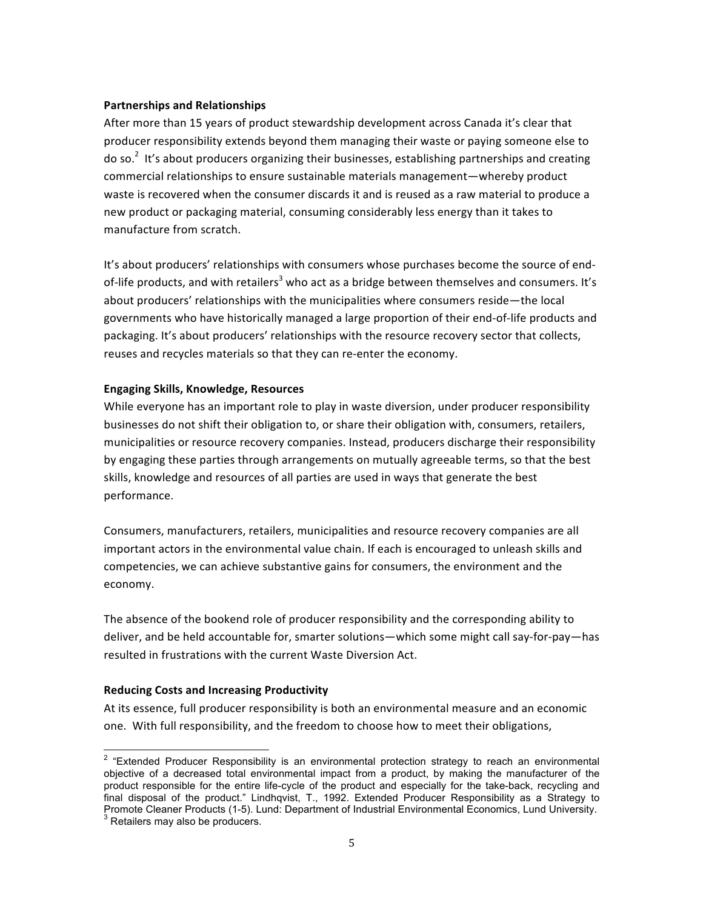**Partnerships and Relationships**

After more than 15 years of product stewardship development across Canada it's clear that producer responsibility extends beyond them managing their waste or paying someone else to do so.[2] It's about producers organizing their businesses, establishing partnerships and creating commercial relationships to ensure sustainable materials management—whereby product waste is recovered when the consumer discards it and is reused as a raw material to produce a new product or packaging material, consuming considerably less energy than it takes to manufacture from scratch.

It's about producers' relationships with consumers whose purchases become the source of end-of-life products, and with retailers[3] who act as a bridge between themselves and consumers. It's about producers' relationships with the municipalities where consumers reside—the local governments who have historically managed a large proportion of their end-of-life products and packaging. It's about producers' relationships with the resource recovery sector that collects, reuses and recycles materials so that they can re-enter the economy.

**Engaging Skills, Knowledge, Resources**

While everyone has an important role to play in waste diversion, under producer responsibility businesses do not shift their obligation to, or share their obligation with, consumers, retailers, municipalities or resource recovery companies. Instead, producers discharge their responsibility by engaging these parties through arrangements on mutually agreeable terms, so that the best skills, knowledge and resources of all parties are used in ways that generate the best performance.

Consumers, manufacturers, retailers, municipalities and resource recovery companies are all important actors in the environmental value chain. If each is encouraged to unleash skills and competencies, we can achieve substantive gains for consumers, the environment and the economy.

The absence of the bookend role of producer responsibility and the corresponding ability to deliver, and be held accountable for, smarter solutions—which some might call say-for-pay—has resulted in frustrations with the current Waste Diversion Act.

**Reducing Costs and Increasing Productivity**

At its essence, full producer responsibility is both an environmental measure and an economic one. With full responsibility, and the freedom to choose how to meet their obligations,

---

[2] "Extended Producer Responsibility is an environmental protection strategy to reach an environmental objective of a decreased total environmental impact from a product, by making the manufacturer of the product responsible for the entire life-cycle of the product and especially for the take-back, recycling and final disposal of the product." Lindhqvist, T., 1992. Extended Producer Responsibility as a Strategy to Promote Cleaner Products (1-5). Lund: Department of Industrial Environmental Economics, Lund University.

[3] Retailers may also be producers.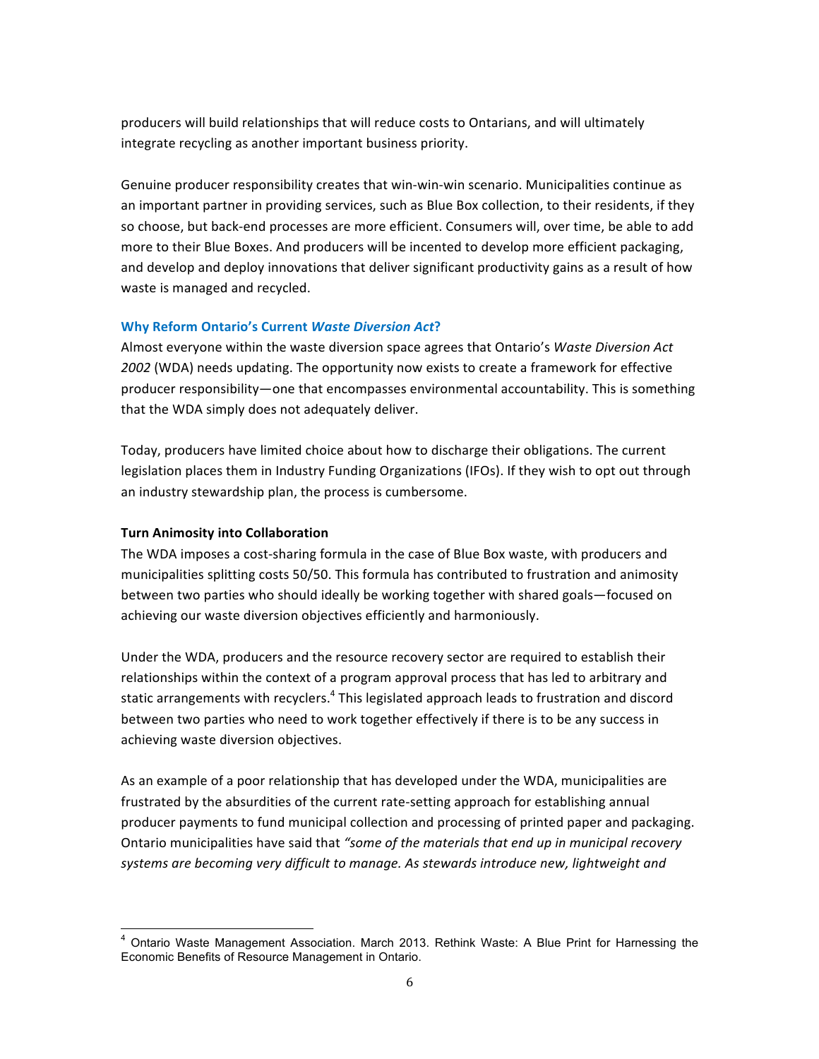producers will build relationships that will reduce costs to Ontarians, and will ultimately integrate recycling as another important business priority.

Genuine producer responsibility creates that win-win-win scenario. Municipalities continue as an important partner in providing services, such as Blue Box collection, to their residents, if they so choose, but back-end processes are more efficient. Consumers will, over time, be able to add more to their Blue Boxes. And producers will be incented to develop more efficient packaging, and develop and deploy innovations that deliver significant productivity gains as a result of how waste is managed and recycled.

### Why Reform Ontario's Current *Waste Diversion Act*?

Almost everyone within the waste diversion space agrees that Ontario's *Waste Diversion Act 2002* (WDA) needs updating. The opportunity now exists to create a framework for effective producer responsibility—one that encompasses environmental accountability. This is something that the WDA simply does not adequately deliver.

Today, producers have limited choice about how to discharge their obligations. The current legislation places them in Industry Funding Organizations (IFOs). If they wish to opt out through an industry stewardship plan, the process is cumbersome.

#### Turn Animosity into Collaboration

The WDA imposes a cost-sharing formula in the case of Blue Box waste, with producers and municipalities splitting costs 50/50. This formula has contributed to frustration and animosity between two parties who should ideally be working together with shared goals—focused on achieving our waste diversion objectives efficiently and harmoniously.

Under the WDA, producers and the resource recovery sector are required to establish their relationships within the context of a program approval process that has led to arbitrary and static arrangements with recyclers.[4] This legislated approach leads to frustration and discord between two parties who need to work together effectively if there is to be any success in achieving waste diversion objectives.

As an example of a poor relationship that has developed under the WDA, municipalities are frustrated by the absurdities of the current rate-setting approach for establishing annual producer payments to fund municipal collection and processing of printed paper and packaging. Ontario municipalities have said that *"some of the materials that end up in municipal recovery systems are becoming very difficult to manage. As stewards introduce new, lightweight and*

---

[4] Ontario Waste Management Association. March 2013. Rethink Waste: A Blue Print for Harnessing the Economic Benefits of Resource Management in Ontario.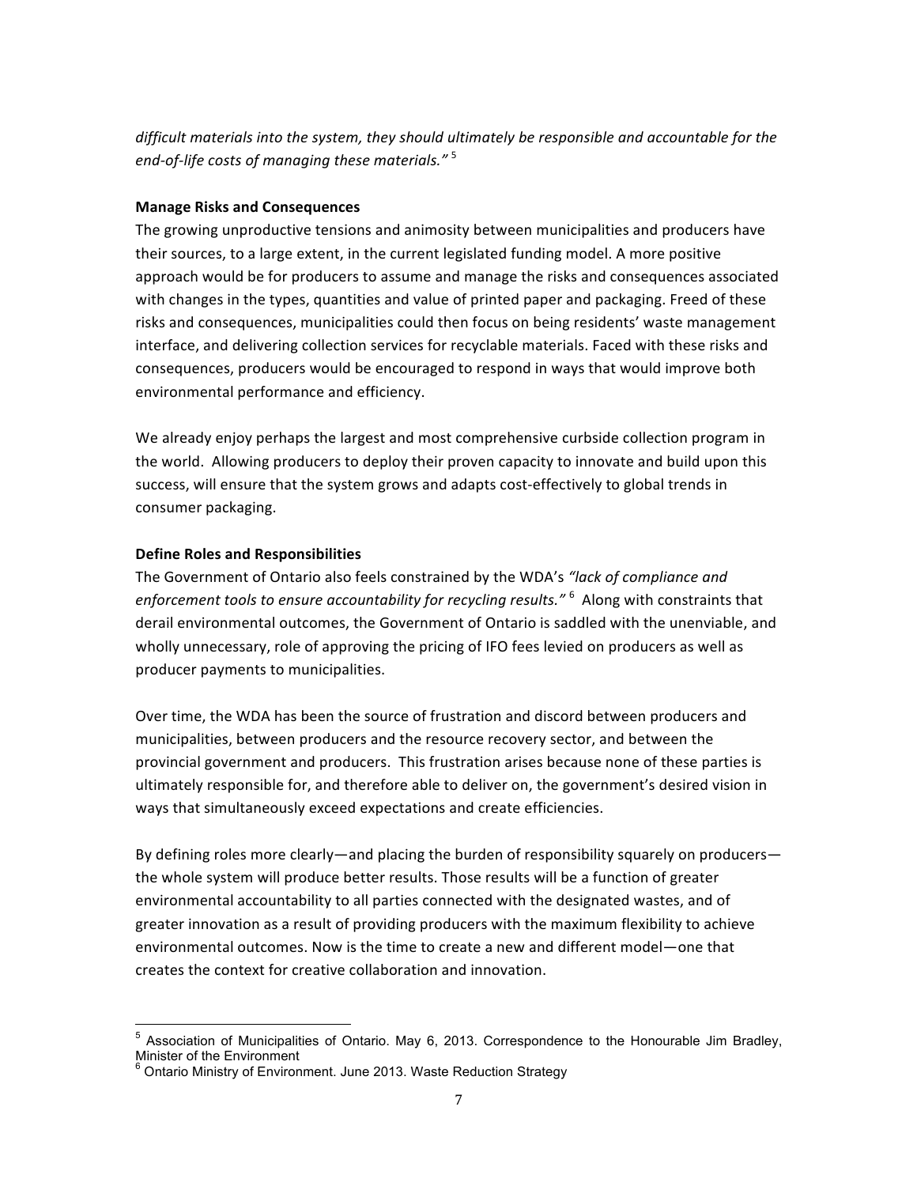*difficult materials into the system, they should ultimately be responsible and accountable for the end-of-life costs of managing these materials."* [5]

**Manage Risks and Consequences**

The growing unproductive tensions and animosity between municipalities and producers have their sources, to a large extent, in the current legislated funding model. A more positive approach would be for producers to assume and manage the risks and consequences associated with changes in the types, quantities and value of printed paper and packaging. Freed of these risks and consequences, municipalities could then focus on being residents' waste management interface, and delivering collection services for recyclable materials. Faced with these risks and consequences, producers would be encouraged to respond in ways that would improve both environmental performance and efficiency.

We already enjoy perhaps the largest and most comprehensive curbside collection program in the world. Allowing producers to deploy their proven capacity to innovate and build upon this success, will ensure that the system grows and adapts cost-effectively to global trends in consumer packaging.

**Define Roles and Responsibilities**

The Government of Ontario also feels constrained by the WDA's *"lack of compliance and enforcement tools to ensure accountability for recycling results."* [6] Along with constraints that derail environmental outcomes, the Government of Ontario is saddled with the unenviable, and wholly unnecessary, role of approving the pricing of IFO fees levied on producers as well as producer payments to municipalities.

Over time, the WDA has been the source of frustration and discord between producers and municipalities, between producers and the resource recovery sector, and between the provincial government and producers. This frustration arises because none of these parties is ultimately responsible for, and therefore able to deliver on, the government's desired vision in ways that simultaneously exceed expectations and create efficiencies.

By defining roles more clearly—and placing the burden of responsibility squarely on producers—the whole system will produce better results. Those results will be a function of greater environmental accountability to all parties connected with the designated wastes, and of greater innovation as a result of providing producers with the maximum flexibility to achieve environmental outcomes. Now is the time to create a new and different model—one that creates the context for creative collaboration and innovation.

---

[5] Association of Municipalities of Ontario. May 6, 2013. Correspondence to the Honourable Jim Bradley, Minister of the Environment

[6] Ontario Ministry of Environment. June 2013. Waste Reduction Strategy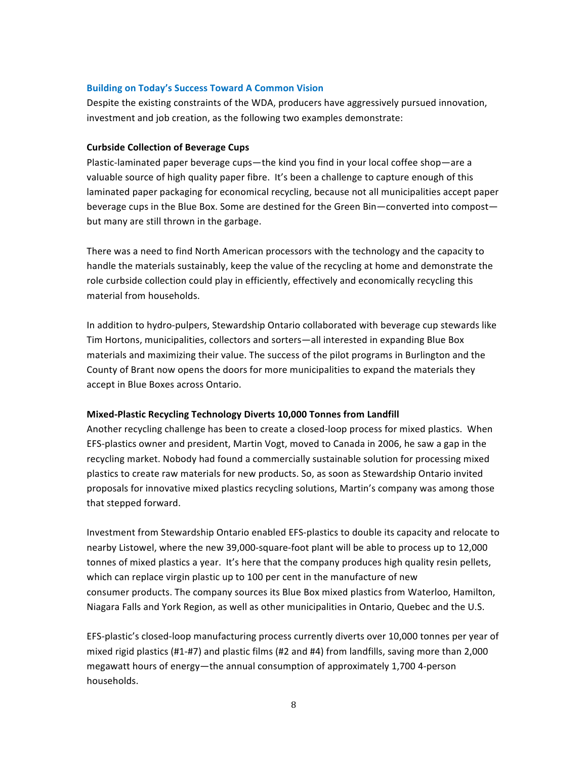## Building on Today's Success Toward A Common Vision

Despite the existing constraints of the WDA, producers have aggressively pursued innovation, investment and job creation, as the following two examples demonstrate:

### Curbside Collection of Beverage Cups

Plastic-laminated paper beverage cups—the kind you find in your local coffee shop—are a valuable source of high quality paper fibre. It's been a challenge to capture enough of this laminated paper packaging for economical recycling, because not all municipalities accept paper beverage cups in the Blue Box. Some are destined for the Green Bin—converted into compost—but many are still thrown in the garbage.

There was a need to find North American processors with the technology and the capacity to handle the materials sustainably, keep the value of the recycling at home and demonstrate the role curbside collection could play in efficiently, effectively and economically recycling this material from households.

In addition to hydro-pulpers, Stewardship Ontario collaborated with beverage cup stewards like Tim Hortons, municipalities, collectors and sorters—all interested in expanding Blue Box materials and maximizing their value. The success of the pilot programs in Burlington and the County of Brant now opens the doors for more municipalities to expand the materials they accept in Blue Boxes across Ontario.

### Mixed-Plastic Recycling Technology Diverts 10,000 Tonnes from Landfill

Another recycling challenge has been to create a closed-loop process for mixed plastics. When EFS-plastics owner and president, Martin Vogt, moved to Canada in 2006, he saw a gap in the recycling market. Nobody had found a commercially sustainable solution for processing mixed plastics to create raw materials for new products. So, as soon as Stewardship Ontario invited proposals for innovative mixed plastics recycling solutions, Martin's company was among those that stepped forward.

Investment from Stewardship Ontario enabled EFS-plastics to double its capacity and relocate to nearby Listowel, where the new 39,000-square-foot plant will be able to process up to 12,000 tonnes of mixed plastics a year. It's here that the company produces high quality resin pellets, which can replace virgin plastic up to 100 per cent in the manufacture of new consumer products. The company sources its Blue Box mixed plastics from Waterloo, Hamilton, Niagara Falls and York Region, as well as other municipalities in Ontario, Quebec and the U.S.

EFS-plastic's closed-loop manufacturing process currently diverts over 10,000 tonnes per year of mixed rigid plastics (#1-#7) and plastic films (#2 and #4) from landfills, saving more than 2,000 megawatt hours of energy—the annual consumption of approximately 1,700 4-person households.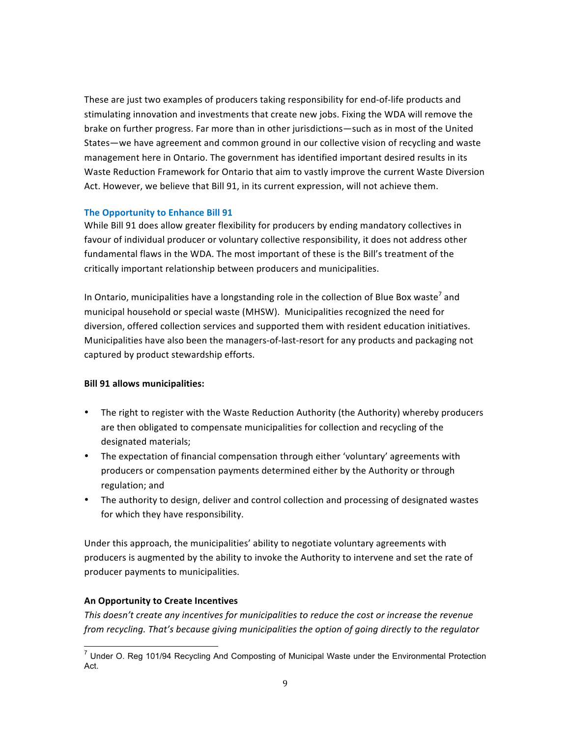These are just two examples of producers taking responsibility for end-of-life products and stimulating innovation and investments that create new jobs. Fixing the WDA will remove the brake on further progress. Far more than in other jurisdictions—such as in most of the United States—we have agreement and common ground in our collective vision of recycling and waste management here in Ontario. The government has identified important desired results in its Waste Reduction Framework for Ontario that aim to vastly improve the current Waste Diversion Act. However, we believe that Bill 91, in its current expression, will not achieve them.

### The Opportunity to Enhance Bill 91

While Bill 91 does allow greater flexibility for producers by ending mandatory collectives in favour of individual producer or voluntary collective responsibility, it does not address other fundamental flaws in the WDA. The most important of these is the Bill's treatment of the critically important relationship between producers and municipalities.

In Ontario, municipalities have a longstanding role in the collection of Blue Box waste[7] and municipal household or special waste (MHSW). Municipalities recognized the need for diversion, offered collection services and supported them with resident education initiatives. Municipalities have also been the managers-of-last-resort for any products and packaging not captured by product stewardship efforts.

**Bill 91 allows municipalities:**

- The right to register with the Waste Reduction Authority (the Authority) whereby producers are then obligated to compensate municipalities for collection and recycling of the designated materials;
- The expectation of financial compensation through either 'voluntary' agreements with producers or compensation payments determined either by the Authority or through regulation; and
- The authority to design, deliver and control collection and processing of designated wastes for which they have responsibility.

Under this approach, the municipalities' ability to negotiate voluntary agreements with producers is augmented by the ability to invoke the Authority to intervene and set the rate of producer payments to municipalities.

**An Opportunity to Create Incentives**

*This doesn't create any incentives for municipalities to reduce the cost or increase the revenue from recycling. That's because giving municipalities the option of going directly to the regulator*

[7] Under O. Reg 101/94 Recycling And Composting of Municipal Waste under the Environmental Protection Act.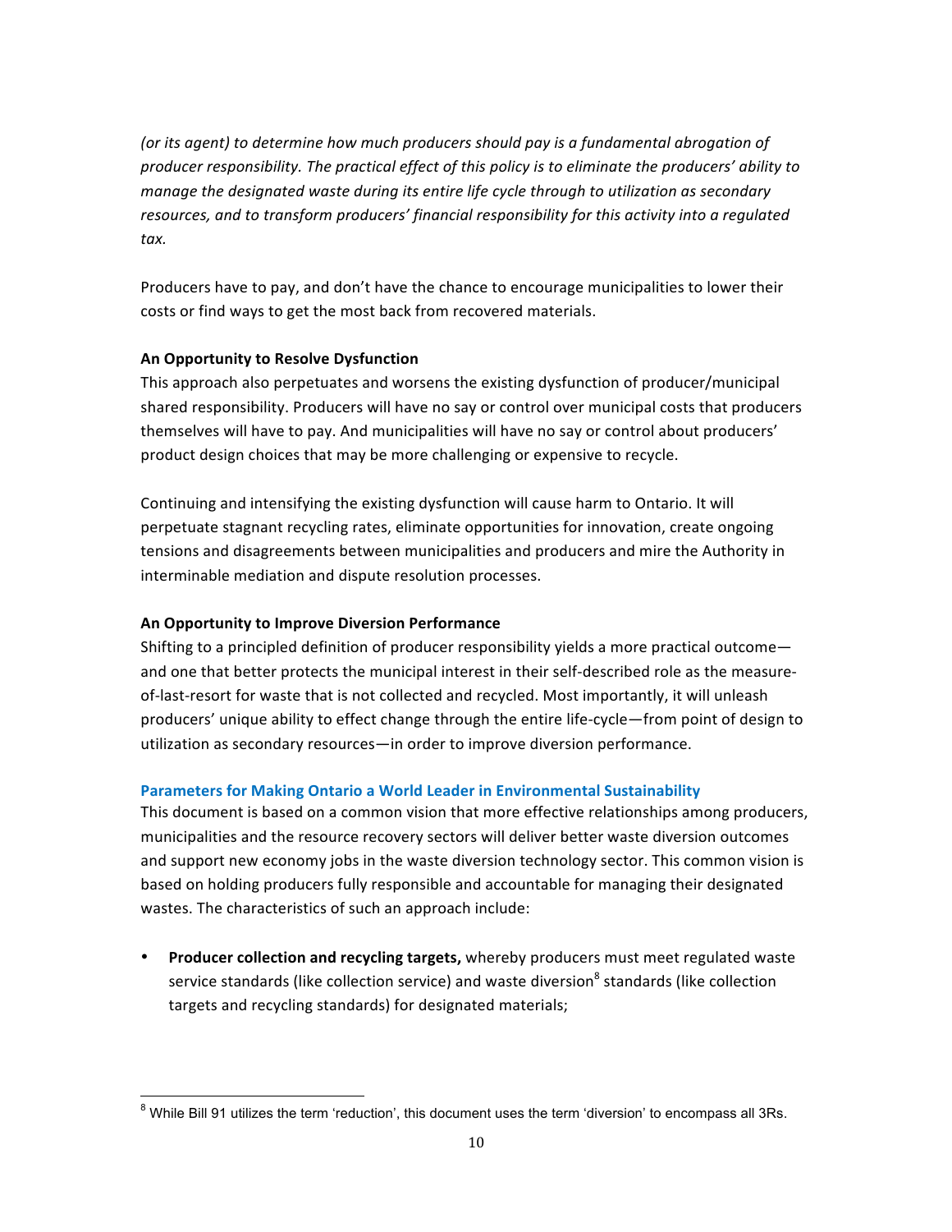*(or its agent) to determine how much producers should pay is a fundamental abrogation of producer responsibility. The practical effect of this policy is to eliminate the producers' ability to manage the designated waste during its entire life cycle through to utilization as secondary resources, and to transform producers' financial responsibility for this activity into a regulated tax.*

Producers have to pay, and don't have the chance to encourage municipalities to lower their costs or find ways to get the most back from recovered materials.

**An Opportunity to Resolve Dysfunction**

This approach also perpetuates and worsens the existing dysfunction of producer/municipal shared responsibility. Producers will have no say or control over municipal costs that producers themselves will have to pay. And municipalities will have no say or control about producers' product design choices that may be more challenging or expensive to recycle.

Continuing and intensifying the existing dysfunction will cause harm to Ontario. It will perpetuate stagnant recycling rates, eliminate opportunities for innovation, create ongoing tensions and disagreements between municipalities and producers and mire the Authority in interminable mediation and dispute resolution processes.

**An Opportunity to Improve Diversion Performance**

Shifting to a principled definition of producer responsibility yields a more practical outcome—and one that better protects the municipal interest in their self-described role as the measure-of-last-resort for waste that is not collected and recycled. Most importantly, it will unleash producers' unique ability to effect change through the entire life-cycle—from point of design to utilization as secondary resources—in order to improve diversion performance.

## Parameters for Making Ontario a World Leader in Environmental Sustainability

This document is based on a common vision that more effective relationships among producers, municipalities and the resource recovery sectors will deliver better waste diversion outcomes and support new economy jobs in the waste diversion technology sector. This common vision is based on holding producers fully responsible and accountable for managing their designated wastes. The characteristics of such an approach include:

- **Producer collection and recycling targets,** whereby producers must meet regulated waste service standards (like collection service) and waste diversion[8] standards (like collection targets and recycling standards) for designated materials;

[8] While Bill 91 utilizes the term 'reduction', this document uses the term 'diversion' to encompass all 3Rs.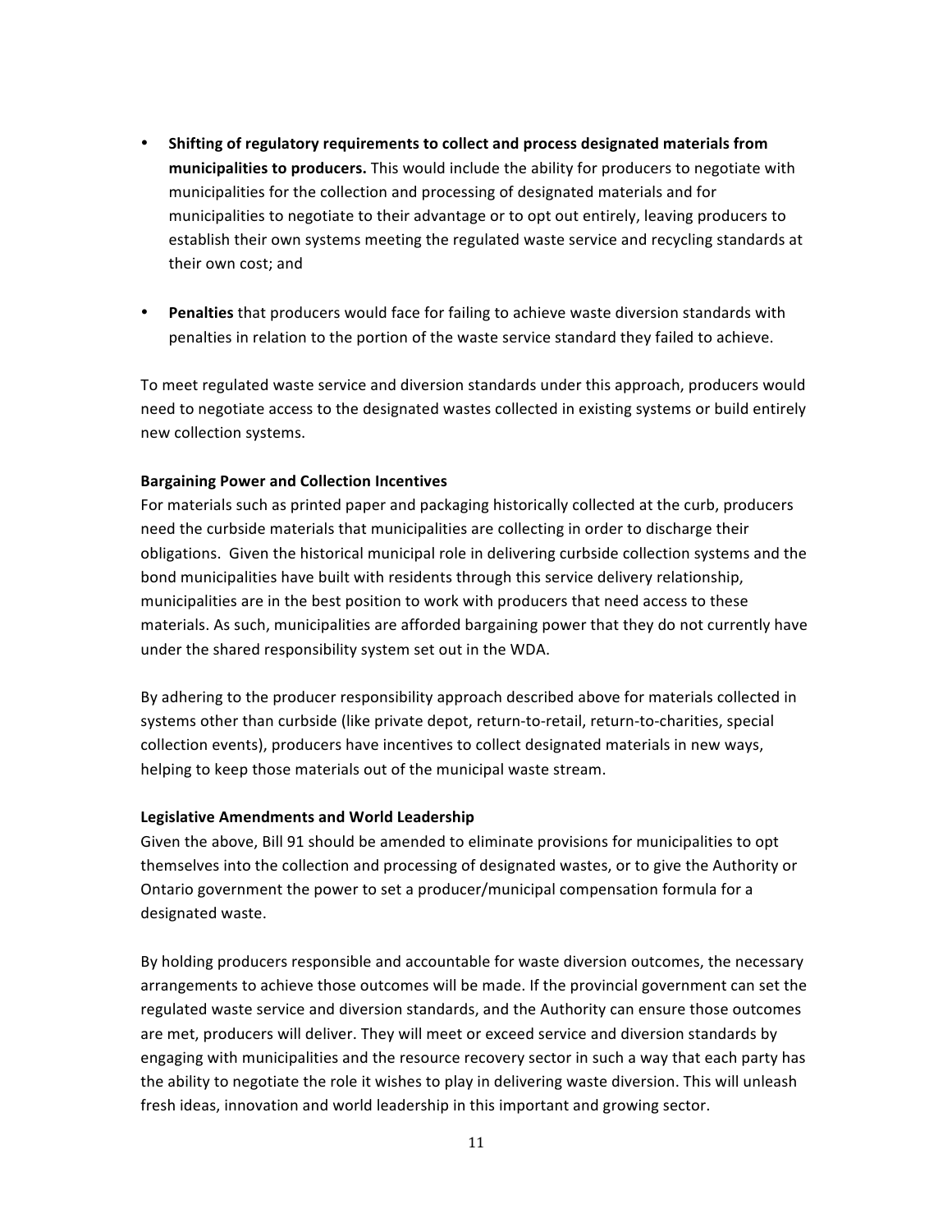- **Shifting of regulatory requirements to collect and process designated materials from municipalities to producers.** This would include the ability for producers to negotiate with municipalities for the collection and processing of designated materials and for municipalities to negotiate to their advantage or to opt out entirely, leaving producers to establish their own systems meeting the regulated waste service and recycling standards at their own cost; and

- **Penalties** that producers would face for failing to achieve waste diversion standards with penalties in relation to the portion of the waste service standard they failed to achieve.

To meet regulated waste service and diversion standards under this approach, producers would need to negotiate access to the designated wastes collected in existing systems or build entirely new collection systems.

**Bargaining Power and Collection Incentives**

For materials such as printed paper and packaging historically collected at the curb, producers need the curbside materials that municipalities are collecting in order to discharge their obligations. Given the historical municipal role in delivering curbside collection systems and the bond municipalities have built with residents through this service delivery relationship, municipalities are in the best position to work with producers that need access to these materials. As such, municipalities are afforded bargaining power that they do not currently have under the shared responsibility system set out in the WDA.

By adhering to the producer responsibility approach described above for materials collected in systems other than curbside (like private depot, return-to-retail, return-to-charities, special collection events), producers have incentives to collect designated materials in new ways, helping to keep those materials out of the municipal waste stream.

**Legislative Amendments and World Leadership**

Given the above, Bill 91 should be amended to eliminate provisions for municipalities to opt themselves into the collection and processing of designated wastes, or to give the Authority or Ontario government the power to set a producer/municipal compensation formula for a designated waste.

By holding producers responsible and accountable for waste diversion outcomes, the necessary arrangements to achieve those outcomes will be made. If the provincial government can set the regulated waste service and diversion standards, and the Authority can ensure those outcomes are met, producers will deliver. They will meet or exceed service and diversion standards by engaging with municipalities and the resource recovery sector in such a way that each party has the ability to negotiate the role it wishes to play in delivering waste diversion. This will unleash fresh ideas, innovation and world leadership in this important and growing sector.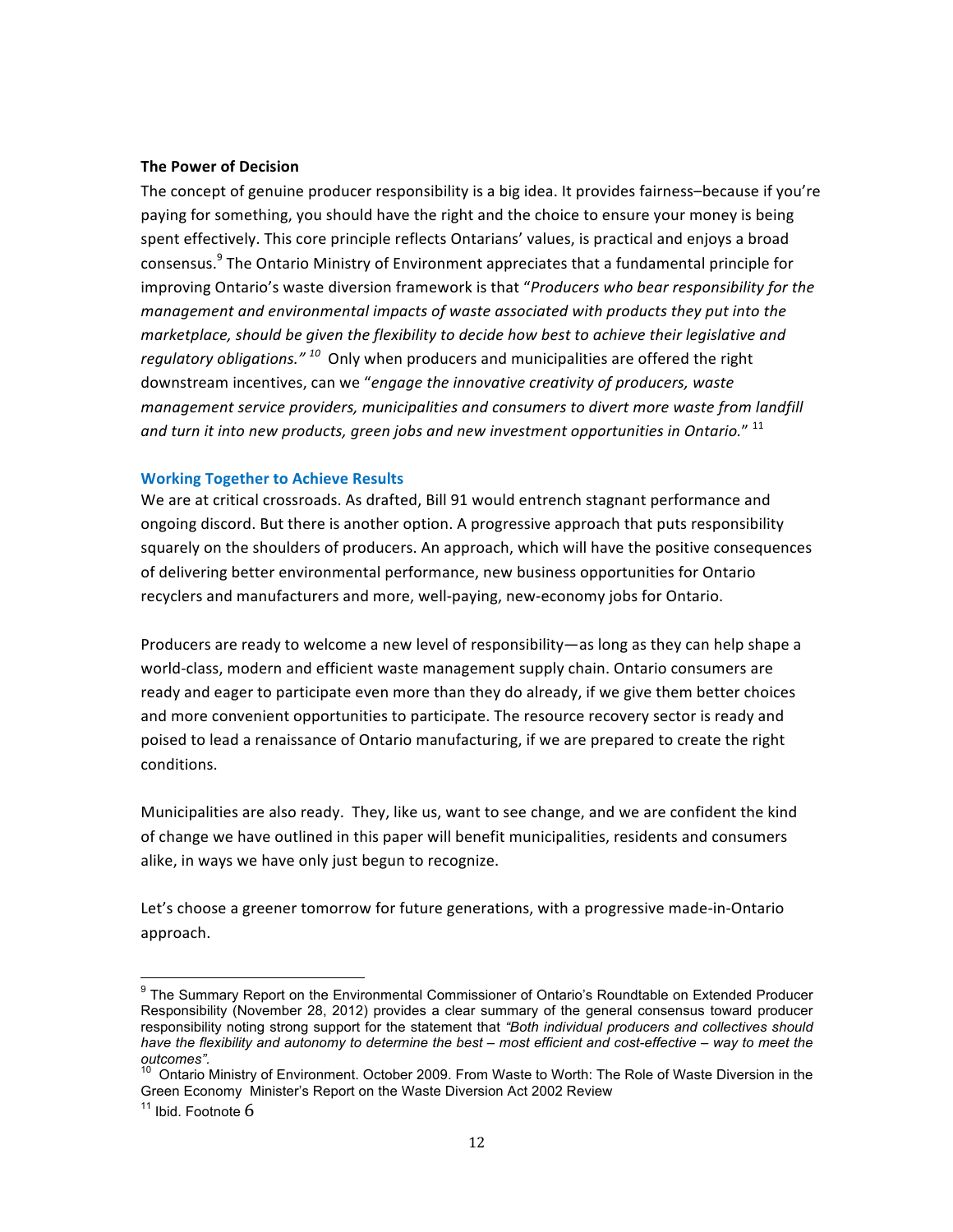**The Power of Decision**

The concept of genuine producer responsibility is a big idea. It provides fairness–because if you're paying for something, you should have the right and the choice to ensure your money is being spent effectively. This core principle reflects Ontarians' values, is practical and enjoys a broad consensus.[9] The Ontario Ministry of Environment appreciates that a fundamental principle for improving Ontario's waste diversion framework is that "*Producers who bear responsibility for the management and environmental impacts of waste associated with products they put into the marketplace, should be given the flexibility to decide how best to achieve their legislative and regulatory obligations."* [10] Only when producers and municipalities are offered the right downstream incentives, can we "*engage the innovative creativity of producers, waste management service providers, municipalities and consumers to divert more waste from landfill and turn it into new products, green jobs and new investment opportunities in Ontario.*" [11]

## Working Together to Achieve Results

We are at critical crossroads. As drafted, Bill 91 would entrench stagnant performance and ongoing discord. But there is another option. A progressive approach that puts responsibility squarely on the shoulders of producers. An approach, which will have the positive consequences of delivering better environmental performance, new business opportunities for Ontario recyclers and manufacturers and more, well-paying, new-economy jobs for Ontario.

Producers are ready to welcome a new level of responsibility—as long as they can help shape a world-class, modern and efficient waste management supply chain. Ontario consumers are ready and eager to participate even more than they do already, if we give them better choices and more convenient opportunities to participate. The resource recovery sector is ready and poised to lead a renaissance of Ontario manufacturing, if we are prepared to create the right conditions.

Municipalities are also ready. They, like us, want to see change, and we are confident the kind of change we have outlined in this paper will benefit municipalities, residents and consumers alike, in ways we have only just begun to recognize.

Let's choose a greener tomorrow for future generations, with a progressive made-in-Ontario approach.

---

[9] The Summary Report on the Environmental Commissioner of Ontario's Roundtable on Extended Producer Responsibility (November 28, 2012) provides a clear summary of the general consensus toward producer responsibility noting strong support for the statement that *"Both individual producers and collectives should have the flexibility and autonomy to determine the best – most efficient and cost-effective – way to meet the outcomes".*

[10] Ontario Ministry of Environment. October 2009. From Waste to Worth: The Role of Waste Diversion in the Green Economy Minister's Report on the Waste Diversion Act 2002 Review

[11] Ibid. Footnote 6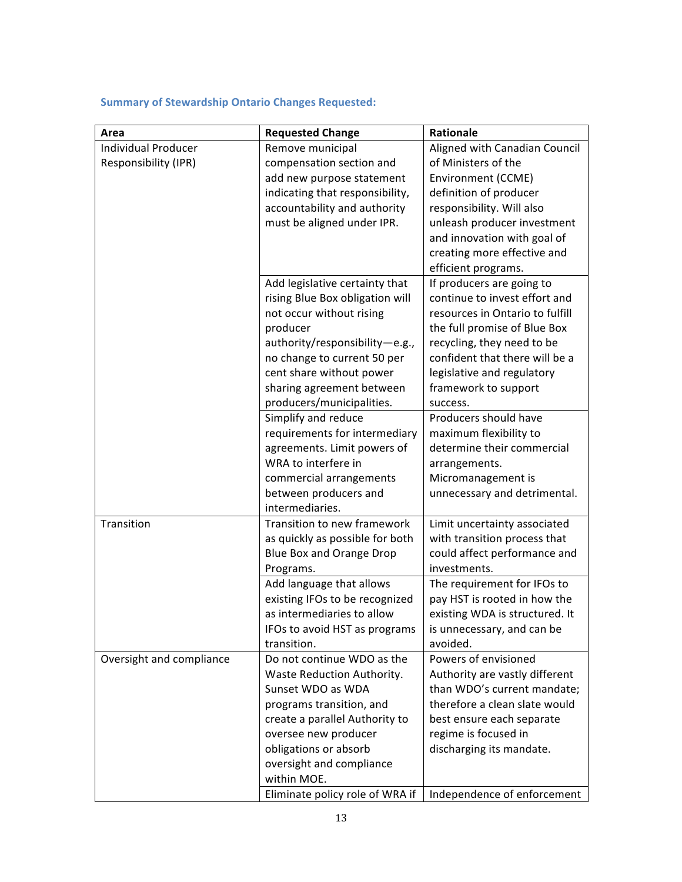### Summary of Stewardship Ontario Changes Requested:

| Area | Requested Change | Rationale |
|---|---|---|
| Individual Producer Responsibility (IPR) | Remove municipal compensation section and add new purpose statement indicating that responsibility, accountability and authority must be aligned under IPR. | Aligned with Canadian Council of Ministers of the Environment (CCME) definition of producer responsibility. Will also unleash producer investment and innovation with goal of creating more effective and efficient programs. |
| | Add legislative certainty that rising Blue Box obligation will not occur without rising producer authority/responsibility—e.g., no change to current 50 per cent share without power sharing agreement between producers/municipalities. | If producers are going to continue to invest effort and resources in Ontario to fulfill the full promise of Blue Box recycling, they need to be confident that there will be a legislative and regulatory framework to support success. |
| | Simplify and reduce requirements for intermediary agreements. Limit powers of WRA to interfere in commercial arrangements between producers and intermediaries. | Producers should have maximum flexibility to determine their commercial arrangements. Micromanagement is unnecessary and detrimental. |
| Transition | Transition to new framework as quickly as possible for both Blue Box and Orange Drop Programs. | Limit uncertainty associated with transition process that could affect performance and investments. |
| | Add language that allows existing IFOs to be recognized as intermediaries to allow IFOs to avoid HST as programs transition. | The requirement for IFOs to pay HST is rooted in how the existing WDA is structured. It is unnecessary, and can be avoided. |
| Oversight and compliance | Do not continue WDO as the Waste Reduction Authority. Sunset WDO as WDA programs transition, and create a parallel Authority to oversee new producer obligations or absorb oversight and compliance within MOE. | Powers of envisioned Authority are vastly different than WDO's current mandate; therefore a clean slate would best ensure each separate regime is focused in discharging its mandate. |
| | Eliminate policy role of WRA if | Independence of enforcement |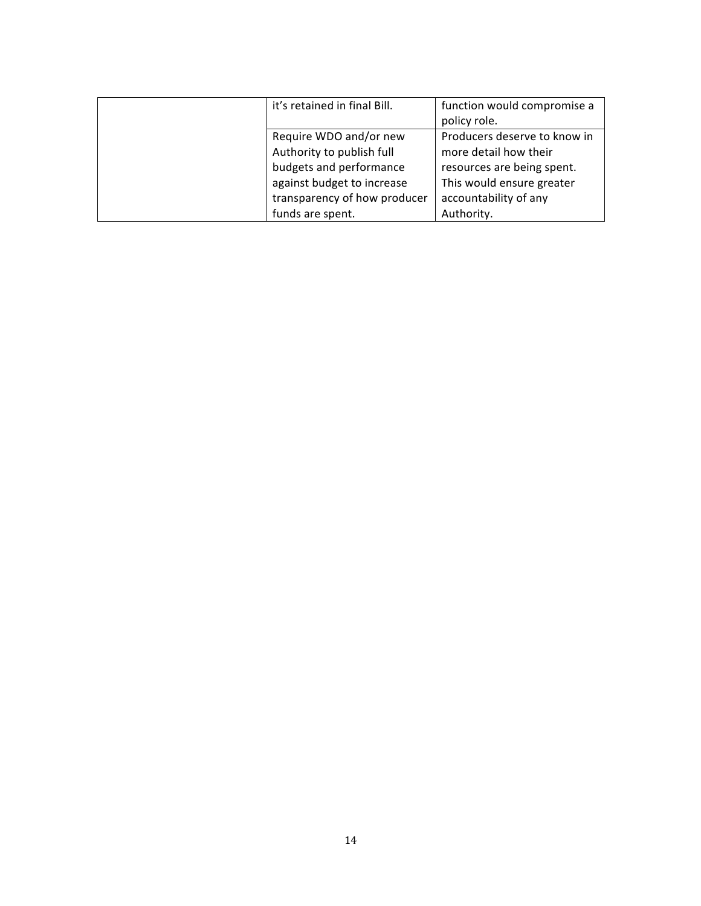| | | |
|---|---|---|
| | it's retained in final Bill. | function would compromise a policy role. |
| | Require WDO and/or new Authority to publish full budgets and performance against budget to increase transparency of how producer funds are spent. | Producers deserve to know in more detail how their resources are being spent. This would ensure greater accountability of any Authority. |